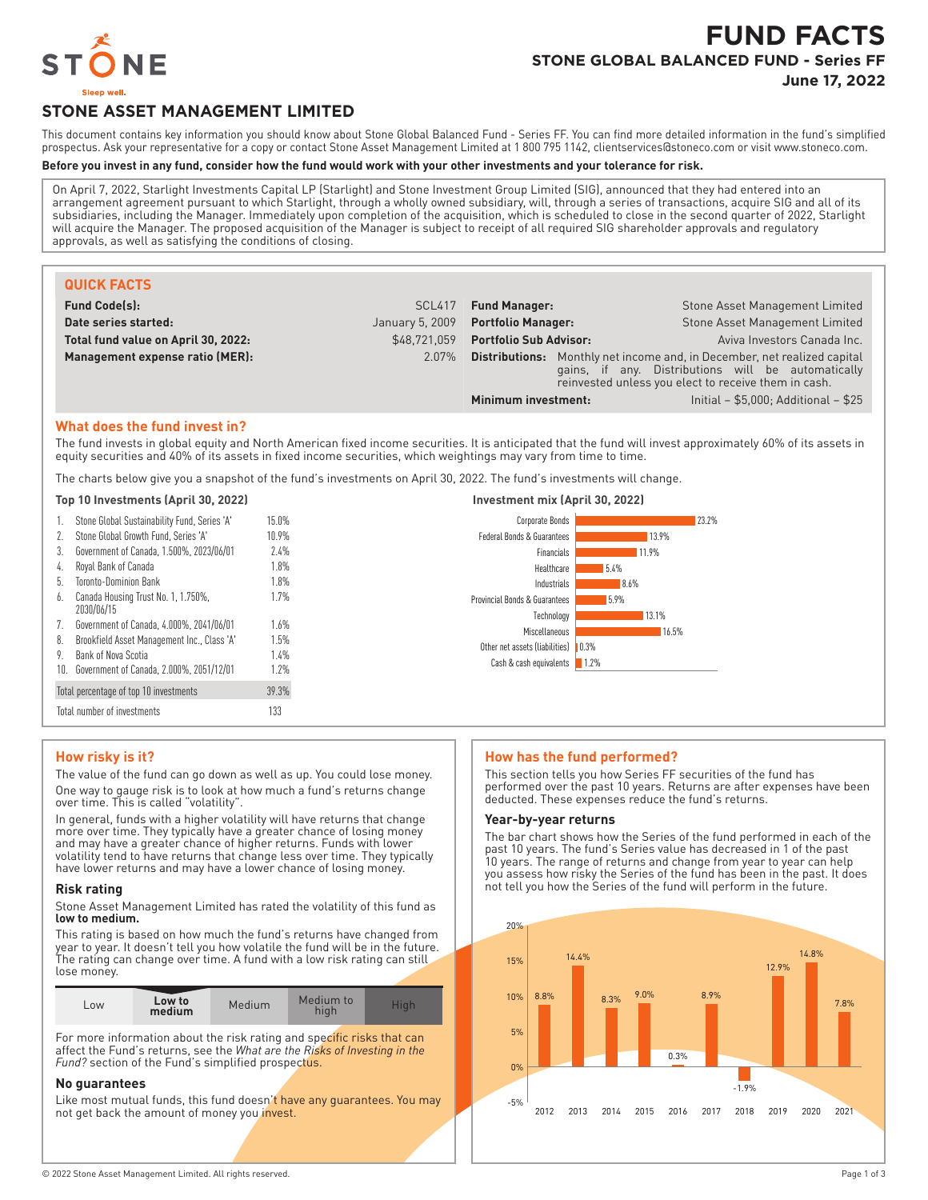# FUND FACTS

## STONE GLOBAL BALANCED FUND - Series FF

**June 17, 2022**

STONE

Sleep well.

## STONE ASSET MANAGEMENT LIMITED

This document contains key information you should know about Stone Global Balanced Fund - Series FF. You can find more detailed information in the fund's simplified prospectus. Ask your representative for a copy or contact Stone Asset Management Limited at 1 800 795 1142, clientservices@stoneco.com or visit www.stoneco.com.

**Before you invest in any fund, consider how the fund would work with your other investments and your tolerance for risk.**

On April 7, 2022, Starlight Investments Capital LP (Starlight) and Stone Investment Group Limited (SIG), announced that they had entered into an arrangement agreement pursuant to which Starlight, through a wholly owned subsidiary, will, through a series of transactions, acquire SIG and all of its subsidiaries, including the Manager. Immediately upon completion of the acquisition, which is scheduled to close in the second quarter of 2022, Starlight will acquire the Manager. The proposed acquisition of the Manager is subject to receipt of all required SIG shareholder approvals and regulatory approvals, as well as satisfying the conditions of closing.

### QUICK FACTS

| | | | |
|---|---|---|---|
| **Fund Code(s):** | SCL417 | **Fund Manager:** | Stone Asset Management Limited |
| **Date series started:** | January 5, 2009 | **Portfolio Manager:** | Stone Asset Management Limited |
| **Total fund value on April 30, 2022:** | $48,721,059 | **Portfolio Sub Advisor:** | Aviva Investors Canada Inc. |
| **Management expense ratio (MER):** | 2.07% | **Distributions:** | Monthly net income and, in December, net realized capital gains, if any. Distributions will be automatically reinvested unless you elect to receive them in cash. |
| | | **Minimum investment:** | Initial – $5,000; Additional – $25 |

### What does the fund invest in?

The fund invests in global equity and North American fixed income securities. It is anticipated that the fund will invest approximately 60% of its assets in equity securities and 40% of its assets in fixed income securities, which weightings may vary from time to time.

The charts below give you a snapshot of the fund's investments on April 30, 2022. The fund's investments will change.

**Top 10 Investments (April 30, 2022)**

| | | |
|---|---|---|
| 1. | Stone Global Sustainability Fund, Series 'A' | 15.0% |
| 2. | Stone Global Growth Fund, Series 'A' | 10.9% |
| 3. | Government of Canada, 1.500%, 2023/06/01 | 2.4% |
| 4. | Royal Bank of Canada | 1.8% |
| 5. | Toronto-Dominion Bank | 1.8% |
| 6. | Canada Housing Trust No. 1, 1.750%, 2030/06/15 | 1.7% |
| 7. | Government of Canada, 4.000%, 2041/06/01 | 1.6% |
| 8. | Brookfield Asset Management Inc., Class 'A' | 1.5% |
| 9. | Bank of Nova Scotia | 1.4% |
| 10. | Government of Canada, 2.000%, 2051/12/01 | 1.2% |
| | Total percentage of top 10 investments | 39.3% |
| | Total number of investments | 133 |

**Investment mix (April 30, 2022)**

| | |
|---|---|
| Corporate Bonds | 23.2% |
| Federal Bonds & Guarantees | 13.9% |
| Financials | 11.9% |
| Healthcare | 5.4% |
| Industrials | 8.6% |
| Provincial Bonds & Guarantees | 5.9% |
| Technology | 13.1% |
| Miscellaneous | 16.5% |
| Other net assets (liabilities) | 0.3% |
| Cash & cash equivalents | 1.2% |

### How risky is it?

The value of the fund can go down as well as up. You could lose money.

One way to gauge risk is to look at how much a fund's returns change over time. This is called "volatility".

In general, funds with a higher volatility will have returns that change more over time. They typically have a greater chance of losing money and may have a greater chance of higher returns. Funds with lower volatility tend to have returns that change less over time. They typically have lower returns and may have a lower chance of losing money.

#### Risk rating

Stone Asset Management Limited has rated the volatility of this fund as **low to medium.**

This rating is based on how much the fund's returns have changed from year to year. It doesn't tell you how volatile the fund will be in the future. The rating can change over time. A fund with a low risk rating can still lose money.

| Low | **Low to medium** | Medium | Medium to high | High |
|---|---|---|---|---|

For more information about the risk rating and specific risks that can affect the Fund's returns, see the *What are the Risks of Investing in the Fund?* section of the Fund's simplified prospectus.

#### No guarantees

Like most mutual funds, this fund doesn't have any guarantees. You may not get back the amount of money you invest.

### How has the fund performed?

This section tells you how Series FF securities of the fund has performed over the past 10 years. Returns are after expenses have been deducted. These expenses reduce the fund's returns.

#### Year-by-year returns

The bar chart shows how the Series of the fund performed in each of the past 10 years. The fund's Series value has decreased in 1 of the past 10 years. The range of returns and change from year to year can help you assess how risky the Series of the fund has been in the past. It does not tell you how the Series of the fund will perform in the future.

| Year | 2012 | 2013 | 2014 | 2015 | 2016 | 2017 | 2018 | 2019 | 2020 | 2021 |
|---|---|---|---|---|---|---|---|---|---|---|
| Return | 8.8% | 14.4% | 8.3% | 9.0% | 0.3% | 8.9% | -1.9% | 12.9% | 14.8% | 7.8% |

© 2022 Stone Asset Management Limited. All rights reserved.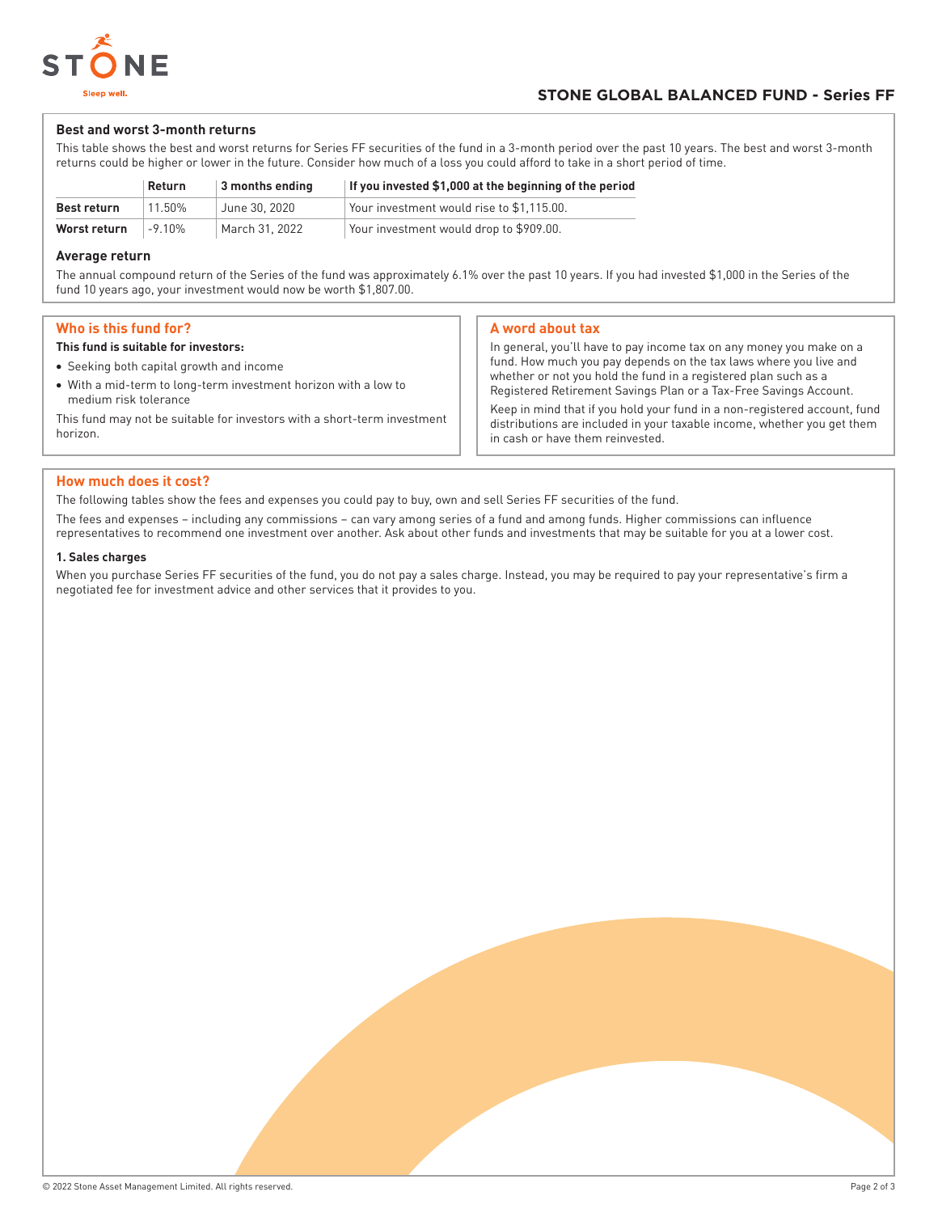## STONE GLOBAL BALANCED FUND - Series FF

### Best and worst 3-month returns

This table shows the best and worst returns for Series FF securities of the fund in a 3-month period over the past 10 years. The best and worst 3-month returns could be higher or lower in the future. Consider how much of a loss you could afford to take in a short period of time.

| | Return | 3 months ending | If you invested $1,000 at the beginning of the period |
|---|---|---|---|
| **Best return** | 11.50% | June 30, 2020 | Your investment would rise to $1,115.00. |
| **Worst return** | -9.10% | March 31, 2022 | Your investment would drop to $909.00. |

### Average return

The annual compound return of the Series of the fund was approximately 6.1% over the past 10 years. If you had invested $1,000 in the Series of the fund 10 years ago, your investment would now be worth $1,807.00.

## Who is this fund for?

**This fund is suitable for investors:**

- Seeking both capital growth and income
- With a mid-term to long-term investment horizon with a low to medium risk tolerance

This fund may not be suitable for investors with a short-term investment horizon.

## A word about tax

In general, you'll have to pay income tax on any money you make on a fund. How much you pay depends on the tax laws where you live and whether or not you hold the fund in a registered plan such as a Registered Retirement Savings Plan or a Tax-Free Savings Account.

Keep in mind that if you hold your fund in a non-registered account, fund distributions are included in your taxable income, whether you get them in cash or have them reinvested.

## How much does it cost?

The following tables show the fees and expenses you could pay to buy, own and sell Series FF securities of the fund.

The fees and expenses – including any commissions – can vary among series of a fund and among funds. Higher commissions can influence representatives to recommend one investment over another. Ask about other funds and investments that may be suitable for you at a lower cost.

#### 1. Sales charges

When you purchase Series FF securities of the fund, you do not pay a sales charge. Instead, you may be required to pay your representative's firm a negotiated fee for investment advice and other services that it provides to you.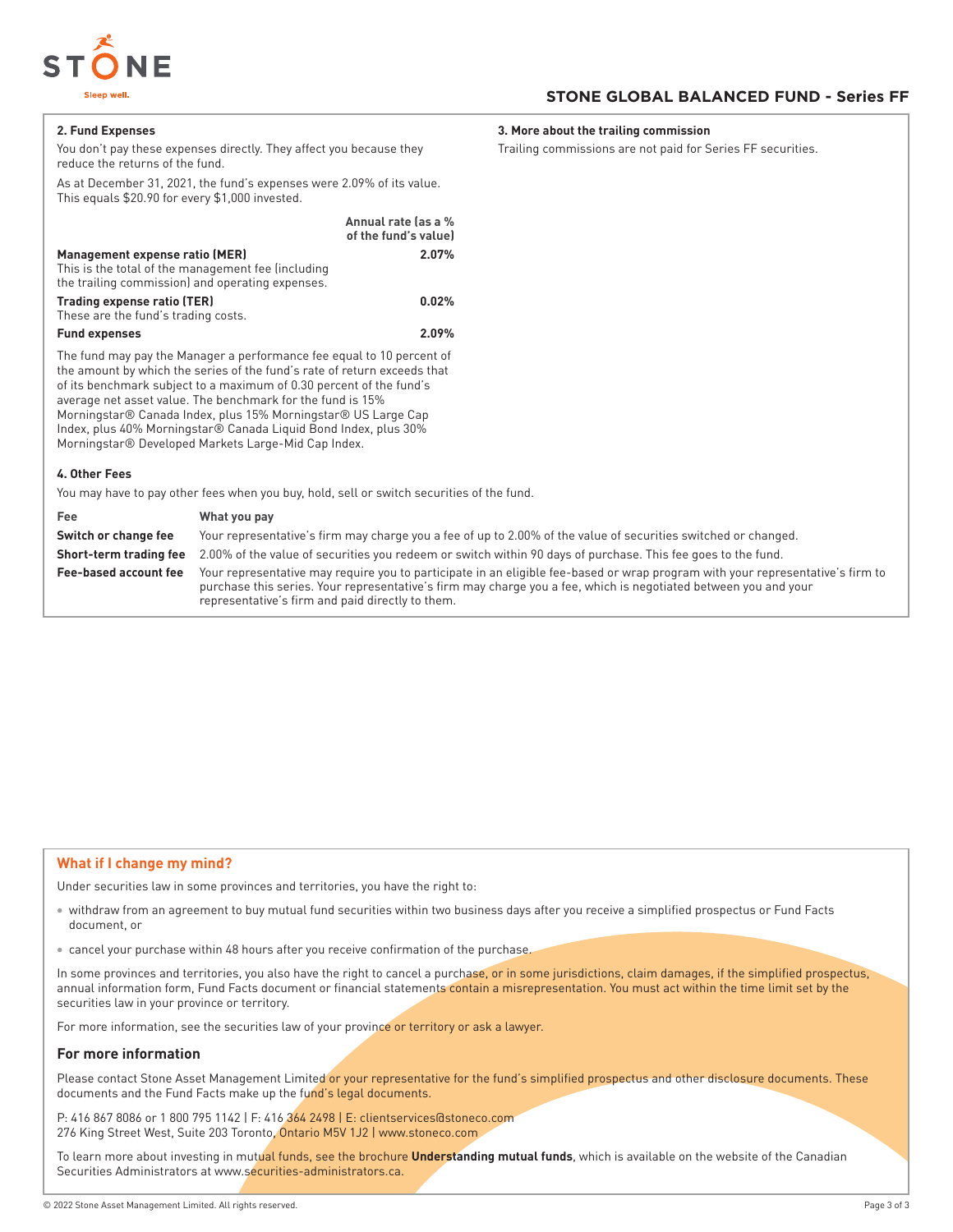## STONE GLOBAL BALANCED FUND - Series FF

### 2. Fund Expenses

You don't pay these expenses directly. They affect you because they reduce the returns of the fund.

As at December 31, 2021, the fund's expenses were 2.09% of its value. This equals $20.90 for every $1,000 invested.

| | Annual rate (as a % of the fund's value) |
|---|---|
| **Management expense ratio (MER)**<br>This is the total of the management fee (including the trailing commission) and operating expenses. | **2.07%** |
| **Trading expense ratio (TER)**<br>These are the fund's trading costs. | **0.02%** |
| **Fund expenses** | **2.09%** |

The fund may pay the Manager a performance fee equal to 10 percent of the amount by which the series of the fund's rate of return exceeds that of its benchmark subject to a maximum of 0.30 percent of the fund's average net asset value. The benchmark for the fund is 15% Morningstar® Canada Index, plus 15% Morningstar® US Large Cap Index, plus 40% Morningstar® Canada Liquid Bond Index, plus 30% Morningstar® Developed Markets Large-Mid Cap Index.

### 3. More about the trailing commission

Trailing commissions are not paid for Series FF securities.

### 4. Other Fees

You may have to pay other fees when you buy, hold, sell or switch securities of the fund.

| Fee | What you pay |
|---|---|
| **Switch or change fee** | Your representative's firm may charge you a fee of up to 2.00% of the value of securities switched or changed. |
| **Short-term trading fee** | 2.00% of the value of securities you redeem or switch within 90 days of purchase. This fee goes to the fund. |
| **Fee-based account fee** | Your representative may require you to participate in an eligible fee-based or wrap program with your representative's firm to purchase this series. Your representative's firm may charge you a fee, which is negotiated between you and your representative's firm and paid directly to them. |

## What if I change my mind?

Under securities law in some provinces and territories, you have the right to:

- withdraw from an agreement to buy mutual fund securities within two business days after you receive a simplified prospectus or Fund Facts document, or
- cancel your purchase within 48 hours after you receive confirmation of the purchase.

In some provinces and territories, you also have the right to cancel a purchase, or in some jurisdictions, claim damages, if the simplified prospectus, annual information form, Fund Facts document or financial statements contain a misrepresentation. You must act within the time limit set by the securities law in your province or territory.

For more information, see the securities law of your province or territory or ask a lawyer.

## For more information

Please contact Stone Asset Management Limited or your representative for the fund's simplified prospectus and other disclosure documents. These documents and the Fund Facts make up the fund's legal documents.

P: 416 867 8086 or 1 800 795 1142 | F: 416 364 2498 | E: clientservices@stoneco.com
276 King Street West, Suite 203 Toronto, Ontario M5V 1J2 | www.stoneco.com

To learn more about investing in mutual funds, see the brochure **Understanding mutual funds**, which is available on the website of the Canadian Securities Administrators at www.securities-administrators.ca.

© 2022 Stone Asset Management Limited. All rights reserved.